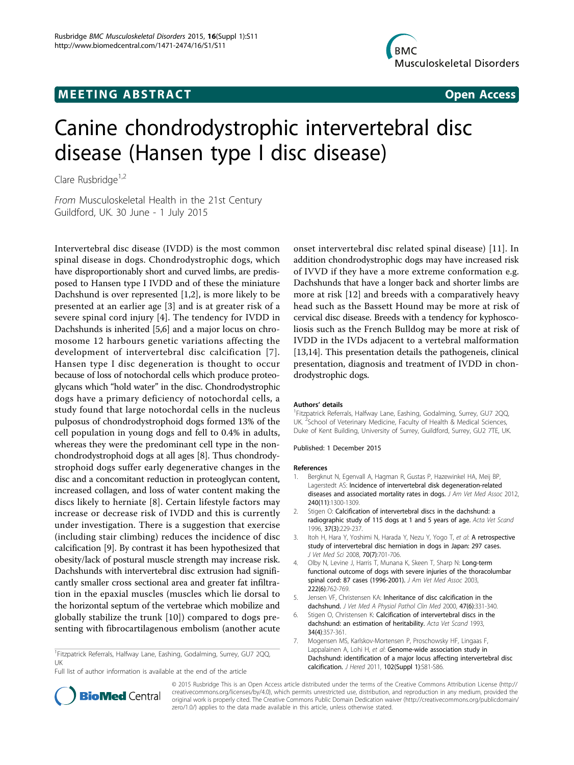**MEETING ABSTRACT** **Open Access**

# Canine chondrodystrophic intervertebral disc disease (Hansen type I disc disease)

Clare Rusbridge[1,2]

*From* Musculoskeletal Health in the 21st Century
Guildford, UK. 30 June - 1 July 2015

Intervertebral disc disease (IVDD) is the most common spinal disease in dogs. Chondrodystrophic dogs, which have disproportionably short and curved limbs, are predisposed to Hansen type I IVDD and of these the miniature Dachshund is over represented [1,2], is more likely to be presented at an earlier age [3] and is at greater risk of a severe spinal cord injury [4]. The tendency for IVDD in Dachshunds is inherited [5,6] and a major locus on chromosome 12 harbours genetic variations affecting the development of intervertebral disc calcification [7]. Hansen type I disc degeneration is thought to occur because of loss of notochordal cells which produce proteoglycans which "hold water" in the disc. Chondrodystrophic dogs have a primary deficiency of notochordal cells, a study found that large notochordal cells in the nucleus pulposus of chondrodystrophoid dogs formed 13% of the cell population in young dogs and fell to 0.4% in adults, whereas they were the predominant cell type in the non-chondrodystrophoid dogs at all ages [8]. Thus chondrodystrophoid dogs suffer early degenerative changes in the disc and a concomitant reduction in proteoglycan content, increased collagen, and loss of water content making the discs likely to herniate [8]. Certain lifestyle factors may increase or decrease risk of IVDD and this is currently under investigation. There is a suggestion that exercise (including stair climbing) reduces the incidence of disc calcification [9]. By contrast it has been hypothesized that obesity/lack of postural muscle strength may increase risk. Dachshunds with intervertebral disc extrusion had significantly smaller cross sectional area and greater fat infiltration in the epaxial muscles (muscles which lie dorsal to the horizontal septum of the vertebrae which mobilize and globally stabilize the trunk [10]) compared to dogs presenting with fibrocartilagenous embolism (another acute onset intervertebral disc related spinal disease) [11]. In addition chondrodystrophic dogs may have increased risk of IVVD if they have a more extreme conformation e.g. Dachshunds that have a longer back and shorter limbs are more at risk [12] and breeds with a comparatively heavy head such as the Bassett Hound may be more at risk of cervical disc disease. Breeds with a tendency for kyphoscoliosis such as the French Bulldog may be more at risk of IVDD in the IVDs adjacent to a vertebral malformation [13,14]. This presentation details the pathogeneis, clinical presentation, diagnosis and treatment of IVDD in chondrodystrophic dogs.

[1]Fitzpatrick Referrals, Halfway Lane, Eashing, Godalming, Surrey, GU7 2QQ, UK

Full list of author information is available at the end of the article

### Authors' details

[1]Fitzpatrick Referrals, Halfway Lane, Eashing, Godalming, Surrey, GU7 2QQ, UK. [2]School of Veterinary Medicine, Faculty of Health & Medical Sciences, Duke of Kent Building, University of Surrey, Guildford, Surrey, GU2 7TE, UK.

Published: 1 December 2015

### References

1. Bergknut N, Egenvall A, Hagman R, Gustas P, Hazewinkel HA, Meij BP, Lagerstedt AS: **Incidence of intervertebral disk degeneration-related diseases and associated mortality rates in dogs.** *J Am Vet Med Assoc* 2012, **240(11)**:1300-1309.
2. Stigen O: **Calcification of intervertebral discs in the dachshund: a radiographic study of 115 dogs at 1 and 5 years of age.** *Acta Vet Scand* 1996, **37(3)**:229-237.
3. Itoh H, Hara Y, Yoshimi N, Harada Y, Nezu Y, Yogo T, *et al*: **A retrospective study of intervertebral disc herniation in dogs in Japan: 297 cases.** *J Vet Med Sci* 2008, **70(7)**:701-706.
4. Olby N, Levine J, Harris T, Munana K, Skeen T, Sharp N: **Long-term functional outcome of dogs with severe injuries of the thoracolumbar spinal cord: 87 cases (1996-2001).** *J Am Vet Med Assoc* 2003, **222(6)**:762-769.
5. Jensen VF, Christensen KA: **Inheritance of disc calcification in the dachshund.** *J Vet Med A Physiol Pathol Clin Med* 2000, **47(6)**:331-340.
6. Stigen O, Christensen K: **Calcification of intervertebral discs in the dachshund: an estimation of heritability.** *Acta Vet Scand* 1993, **34(4)**:357-361.
7. Mogensen MS, Karlskov-Mortensen P, Proschowsky HF, Lingaas F, Lappalainen A, Lohi H, *et al*: **Genome-wide association study in Dachshund: identification of a major locus affecting intervertebral disc calcification.** *J Hered* 2011, **102(Suppl 1)**:S81-S86.

© 2015 Rusbridge This is an Open Access article distributed under the terms of the Creative Commons Attribution License (http://creativecommons.org/licenses/by/4.0), which permits unrestricted use, distribution, and reproduction in any medium, provided the original work is properly cited. The Creative Commons Public Domain Dedication waiver (http://creativecommons.org/publicdomain/zero/1.0/) applies to the data made available in this article, unless otherwise stated.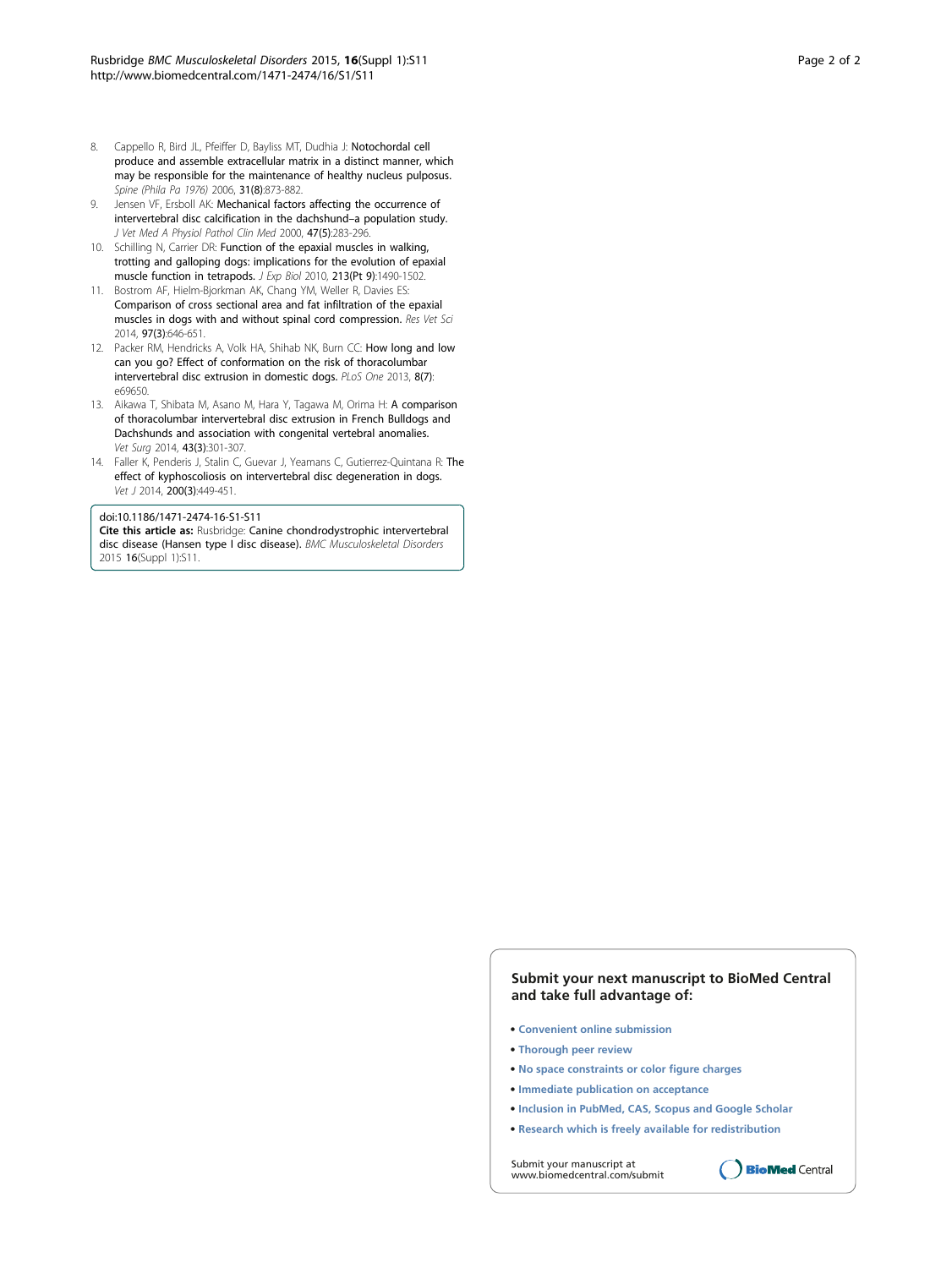8. Cappello R, Bird JL, Pfeiffer D, Bayliss MT, Dudhia J: **Notochordal cell produce and assemble extracellular matrix in a distinct manner, which may be responsible for the maintenance of healthy nucleus pulposus.** *Spine (Phila Pa 1976)* 2006, **31(8)**:873-882.
9. Jensen VF, Ersboll AK: **Mechanical factors affecting the occurrence of intervertebral disc calcification in the dachshund–a population study.** *J Vet Med A Physiol Pathol Clin Med* 2000, **47(5)**:283-296.
10. Schilling N, Carrier DR: **Function of the epaxial muscles in walking, trotting and galloping dogs: implications for the evolution of epaxial muscle function in tetrapods.** *J Exp Biol* 2010, **213(Pt 9)**:1490-1502.
11. Bostrom AF, Hielm-Bjorkman AK, Chang YM, Weller R, Davies ES: **Comparison of cross sectional area and fat infiltration of the epaxial muscles in dogs with and without spinal cord compression.** *Res Vet Sci* 2014, **97(3)**:646-651.
12. Packer RM, Hendricks A, Volk HA, Shihab NK, Burn CC: **How long and low can you go? Effect of conformation on the risk of thoracolumbar intervertebral disc extrusion in domestic dogs.** *PLoS One* 2013, **8(7)**: e69650.
13. Aikawa T, Shibata M, Asano M, Hara Y, Tagawa M, Orima H: **A comparison of thoracolumbar intervertebral disc extrusion in French Bulldogs and Dachshunds and association with congenital vertebral anomalies.** *Vet Surg* 2014, **43(3)**:301-307.
14. Faller K, Penderis J, Stalin C, Guevar J, Yeamans C, Gutierrez-Quintana R: **The effect of kyphoscoliosis on intervertebral disc degeneration in dogs.** *Vet J* 2014, **200(3)**:449-451.

doi:10.1186/1471-2474-16-S1-S11

**Cite this article as:** Rusbridge: Canine chondrodystrophic intervertebral disc disease (Hansen type I disc disease). *BMC Musculoskeletal Disorders* 2015 **16**(Suppl 1):S11.

**Submit your next manuscript to BioMed Central and take full advantage of:**

- **Convenient online submission**
- **Thorough peer review**
- **No space constraints or color figure charges**
- **Immediate publication on acceptance**
- **Inclusion in PubMed, CAS, Scopus and Google Scholar**
- **Research which is freely available for redistribution**

Submit your manuscript at www.biomedcentral.com/submit